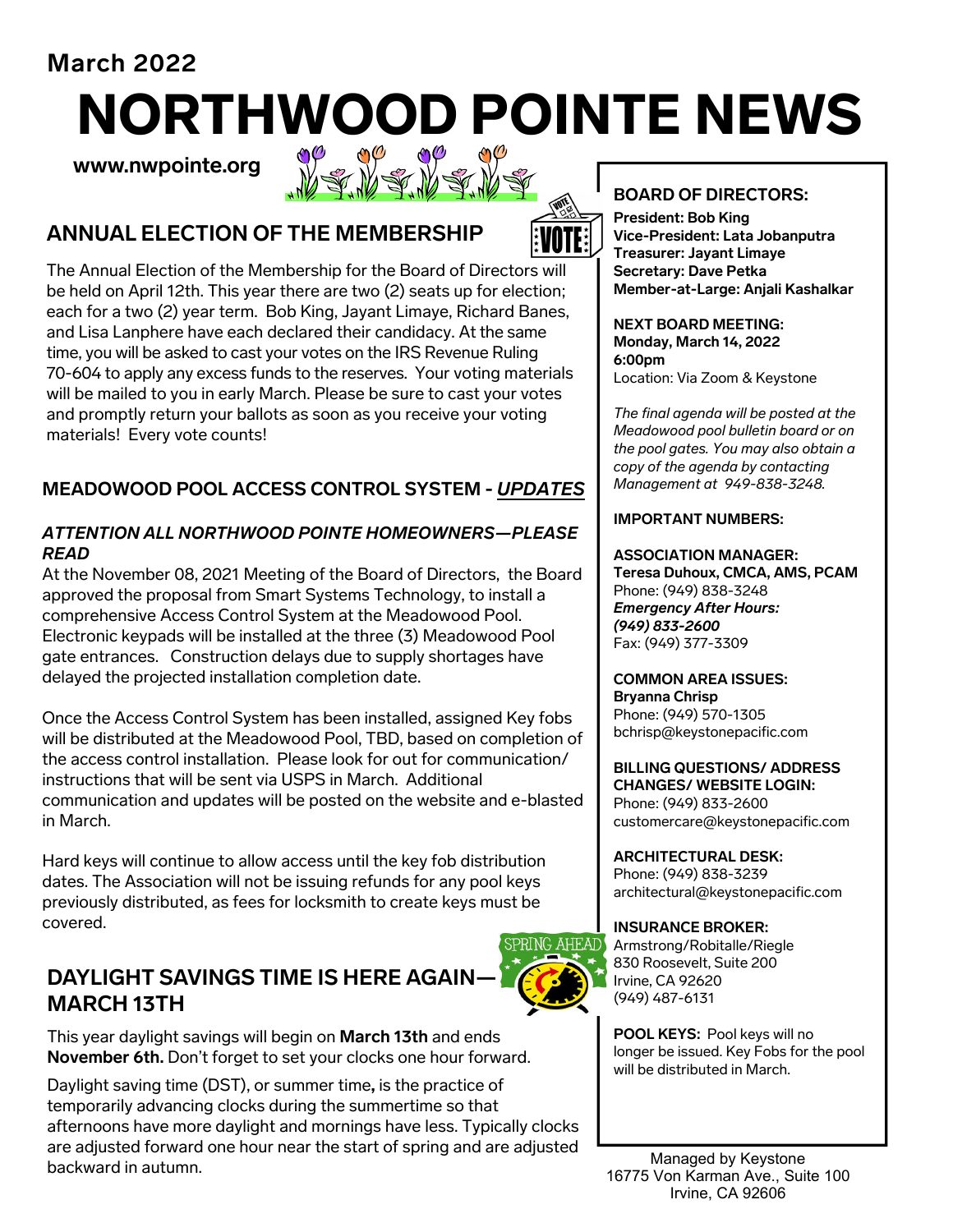March 2022

# NORTHWOOD POINTE NEWS

**www.nwpointe.org**

## ANNUAL ELECTION OF THE MEMBERSHIP

The Annual Election of the Membership for the Board of Directors will be held on April 12th. This year there are two (2) seats up for election; each for a two (2) year term. Bob King, Jayant Limaye, Richard Banes, and Lisa Lanphere have each declared their candidacy. At the same time, you will be asked to cast your votes on the IRS Revenue Ruling 70-604 to apply any excess funds to the reserves. Your voting materials will be mailed to you in early March. Please be sure to cast your votes and promptly return your ballots as soon as you receive your voting materials! Every vote counts!

## MEADOWOOD POOL ACCESS CONTROL SYSTEM - *UPDATES*

***ATTENTION ALL NORTHWOOD POINTE HOMEOWNERS—PLEASE READ***

At the November 08, 2021 Meeting of the Board of Directors, the Board approved the proposal from Smart Systems Technology, to install a comprehensive Access Control System at the Meadowood Pool. Electronic keypads will be installed at the three (3) Meadowood Pool gate entrances. Construction delays due to supply shortages have delayed the projected installation completion date.

Once the Access Control System has been installed, assigned Key fobs will be distributed at the Meadowood Pool, TBD, based on completion of the access control installation. Please look for out for communication/ instructions that will be sent via USPS in March. Additional communication and updates will be posted on the website and e-blasted in March.

Hard keys will continue to allow access until the key fob distribution dates. The Association will not be issuing refunds for any pool keys previously distributed, as fees for locksmith to create keys must be covered.

## DAYLIGHT SAVINGS TIME IS HERE AGAIN—MARCH 13TH

This year daylight savings will begin on **March 13th** and ends **November 6th.** Don't forget to set your clocks one hour forward.

Daylight saving time (DST), or summer time**,** is the practice of temporarily advancing clocks during the summertime so that afternoons have more daylight and mornings have less. Typically clocks are adjusted forward one hour near the start of spring and are adjusted backward in autumn.

### BOARD OF DIRECTORS:

**President: Bob King**
**Vice-President: Lata Jobanputra**
**Treasurer: Jayant Limaye**
**Secretary: Dave Petka**
**Member-at-Large: Anjali Kashalkar**

**NEXT BOARD MEETING:**
**Monday, March 14, 2022**
**6:00pm**
Location: Via Zoom & Keystone

*The final agenda will be posted at the Meadowood pool bulletin board or on the pool gates. You may also obtain a copy of the agenda by contacting Management at 949-838-3248.*

**IMPORTANT NUMBERS:**

**ASSOCIATION MANAGER:**
**Teresa Duhoux, CMCA, AMS, PCAM**
Phone: (949) 838-3248
***Emergency After Hours: (949) 833-2600***
Fax: (949) 377-3309

**COMMON AREA ISSUES:**
**Bryanna Chrisp**
Phone: (949) 570-1305
bchrisp@keystonepacific.com

**BILLING QUESTIONS/ ADDRESS CHANGES/ WEBSITE LOGIN:**
Phone: (949) 833-2600
customercare@keystonepacific.com

**ARCHITECTURAL DESK:**
Phone: (949) 838-3239
architectural@keystonepacific.com

**INSURANCE BROKER:**
Armstrong/Robitalle/Riegle
830 Roosevelt, Suite 200
Irvine, CA 92620
(949) 487-6131

**POOL KEYS:** Pool keys will no longer be issued. Key Fobs for the pool will be distributed in March.

Managed by Keystone
16775 Von Karman Ave., Suite 100
Irvine, CA 92606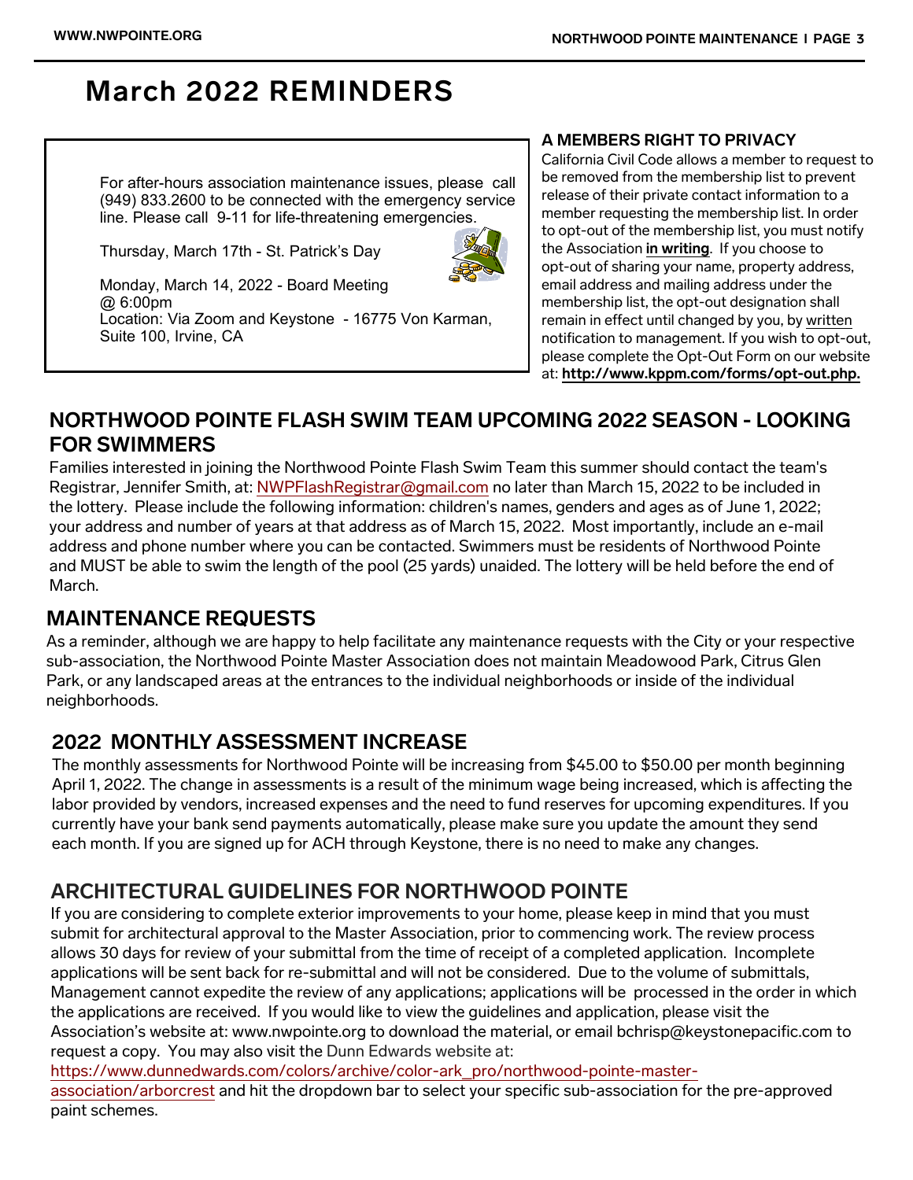# March 2022 REMINDERS

For after-hours association maintenance issues, please call (949) 833.2600 to be connected with the emergency service line. Please call 9-11 for life-threatening emergencies.

Thursday, March 17th - St. Patrick's Day

Monday, March 14, 2022 - Board Meeting @ 6:00pm
Location: Via Zoom and Keystone - 16775 Von Karman, Suite 100, Irvine, CA

### A MEMBERS RIGHT TO PRIVACY

California Civil Code allows a member to request to be removed from the membership list to prevent release of their private contact information to a member requesting the membership list. In order to opt-out of the membership list, you must notify the Association **in writing**. If you choose to opt-out of sharing your name, property address, email address and mailing address under the membership list, the opt-out designation shall remain in effect until changed by you, by written notification to management. If you wish to opt-out, please complete the Opt-Out Form on our website at: **http://www.kppm.com/forms/opt-out.php.**

## NORTHWOOD POINTE FLASH SWIM TEAM UPCOMING 2022 SEASON - LOOKING FOR SWIMMERS

Families interested in joining the Northwood Pointe Flash Swim Team this summer should contact the team's Registrar, Jennifer Smith, at: NWPFlashRegistrar@gmail.com no later than March 15, 2022 to be included in the lottery. Please include the following information: children's names, genders and ages as of June 1, 2022; your address and number of years at that address as of March 15, 2022. Most importantly, include an e-mail address and phone number where you can be contacted. Swimmers must be residents of Northwood Pointe and MUST be able to swim the length of the pool (25 yards) unaided. The lottery will be held before the end of March.

## MAINTENANCE REQUESTS

As a reminder, although we are happy to help facilitate any maintenance requests with the City or your respective sub-association, the Northwood Pointe Master Association does not maintain Meadowood Park, Citrus Glen Park, or any landscaped areas at the entrances to the individual neighborhoods or inside of the individual neighborhoods.

## 2022 MONTHLY ASSESSMENT INCREASE

The monthly assessments for Northwood Pointe will be increasing from $45.00 to $50.00 per month beginning April 1, 2022. The change in assessments is a result of the minimum wage being increased, which is affecting the labor provided by vendors, increased expenses and the need to fund reserves for upcoming expenditures. If you currently have your bank send payments automatically, please make sure you update the amount they send each month. If you are signed up for ACH through Keystone, there is no need to make any changes.

## ARCHITECTURAL GUIDELINES FOR NORTHWOOD POINTE

If you are considering to complete exterior improvements to your home, please keep in mind that you must submit for architectural approval to the Master Association, prior to commencing work. The review process allows 30 days for review of your submittal from the time of receipt of a completed application. Incomplete applications will be sent back for re-submittal and will not be considered. Due to the volume of submittals, Management cannot expedite the review of any applications; applications will be processed in the order in which the applications are received. If you would like to view the guidelines and application, please visit the Association's website at: www.nwpointe.org to download the material, or email bchrisp@keystonepacific.com to request a copy. You may also visit the Dunn Edwards website at: https://www.dunnedwards.com/colors/archive/color-ark_pro/northwood-pointe-master-association/arborcrest and hit the dropdown bar to select your specific sub-association for the pre-approved paint schemes.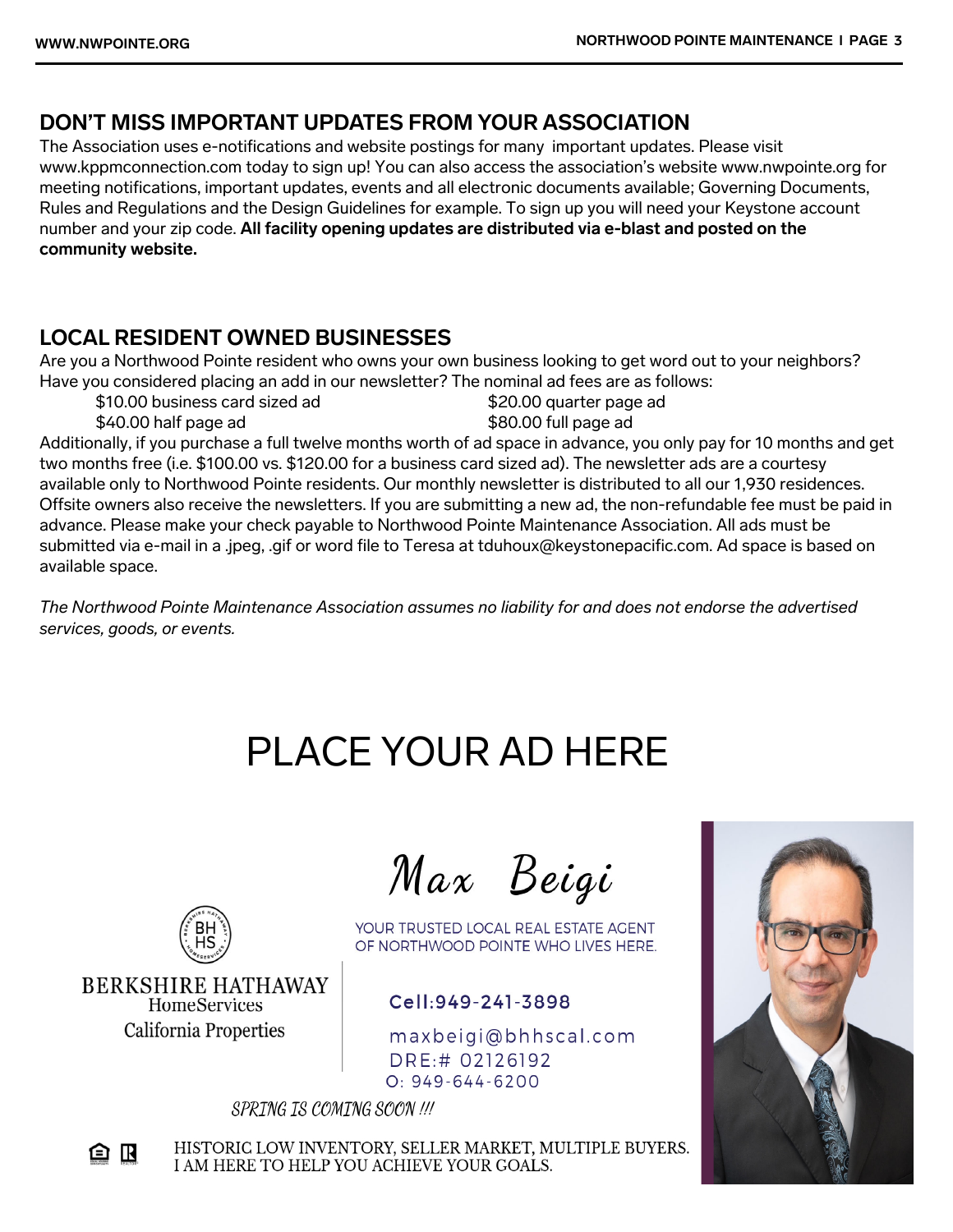## DON'T MISS IMPORTANT UPDATES FROM YOUR ASSOCIATION

The Association uses e-notifications and website postings for many important updates. Please visit www.kppmconnection.com today to sign up! You can also access the association's website www.nwpointe.org for meeting notifications, important updates, events and all electronic documents available; Governing Documents, Rules and Regulations and the Design Guidelines for example. To sign up you will need your Keystone account number and your zip code. **All facility opening updates are distributed via e-blast and posted on the community website.**

## LOCAL RESIDENT OWNED BUSINESSES

Are you a Northwood Pointe resident who owns your own business looking to get word out to your neighbors? Have you considered placing an add in our newsletter? The nominal ad fees are as follows:

$10.00 business card sized ad
$20.00 quarter page ad
$40.00 half page ad
$80.00 full page ad

Additionally, if you purchase a full twelve months worth of ad space in advance, you only pay for 10 months and get two months free (i.e. $100.00 vs. $120.00 for a business card sized ad). The newsletter ads are a courtesy available only to Northwood Pointe residents. Our monthly newsletter is distributed to all our 1,930 residences. Offsite owners also receive the newsletters. If you are submitting a new ad, the non-refundable fee must be paid in advance. Please make your check payable to Northwood Pointe Maintenance Association. All ads must be submitted via e-mail in a .jpeg, .gif or word file to Teresa at tduhoux@keystonepacific.com. Ad space is based on available space.

*The Northwood Pointe Maintenance Association assumes no liability for and does not endorse the advertised services, goods, or events.*

# PLACE YOUR AD HERE

Max Beigi

YOUR TRUSTED LOCAL REAL ESTATE AGENT OF NORTHWOOD POINTE WHO LIVES HERE.

BERKSHIRE HATHAWAY
HomeServices
California Properties

Cell:949-241-3898
maxbeigi@bhhscal.com
DRE:# 02126192
O: 949-644-6200

SPRING IS COMING SOON !!!

HISTORIC LOW INVENTORY, SELLER MARKET, MULTIPLE BUYERS.
I AM HERE TO HELP YOU ACHIEVE YOUR GOALS.